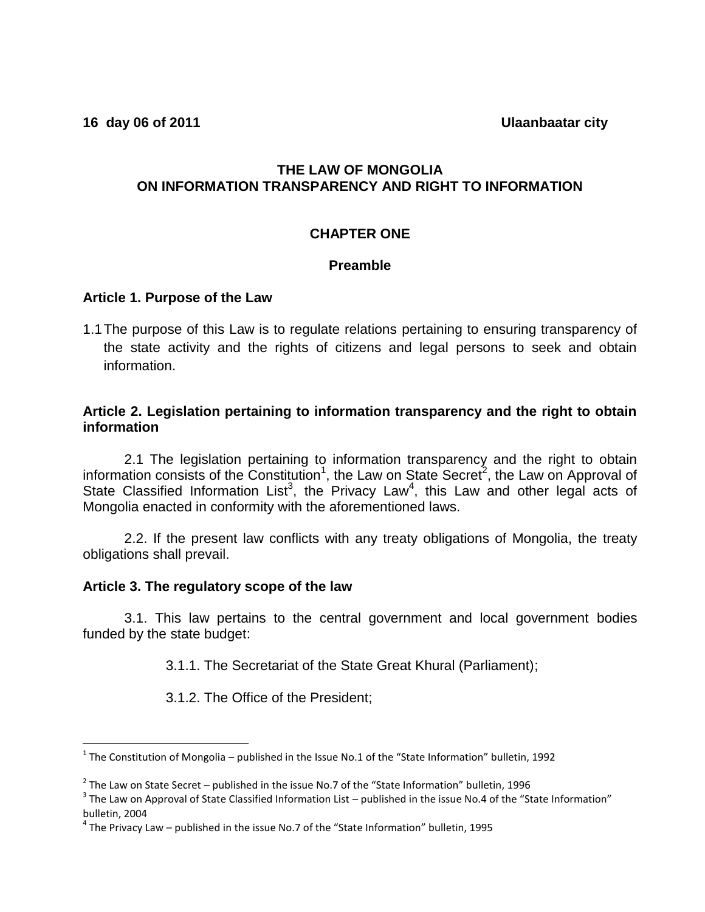**16 day 06 of 2011** **Ulaanbaatar city**

# THE LAW OF MONGOLIA
# ON INFORMATION TRANSPARENCY AND RIGHT TO INFORMATION

## CHAPTER ONE

## Preamble

### Article 1. Purpose of the Law

1.1 The purpose of this Law is to regulate relations pertaining to ensuring transparency of the state activity and the rights of citizens and legal persons to seek and obtain information.

### Article 2. Legislation pertaining to information transparency and the right to obtain information

2.1 The legislation pertaining to information transparency and the right to obtain information consists of the Constitution[1], the Law on State Secret[2], the Law on Approval of State Classified Information List[3], the Privacy Law[4], this Law and other legal acts of Mongolia enacted in conformity with the aforementioned laws.

2.2. If the present law conflicts with any treaty obligations of Mongolia, the treaty obligations shall prevail.

### Article 3. The regulatory scope of the law

3.1. This law pertains to the central government and local government bodies funded by the state budget:

3.1.1. The Secretariat of the State Great Khural (Parliament);

3.1.2. The Office of the President;

---

[1] The Constitution of Mongolia – published in the Issue No.1 of the "State Information" bulletin, 1992

[2] The Law on State Secret – published in the issue No.7 of the "State Information" bulletin, 1996

[3] The Law on Approval of State Classified Information List – published in the issue No.4 of the "State Information" bulletin, 2004

[4] The Privacy Law – published in the issue No.7 of the "State Information" bulletin, 1995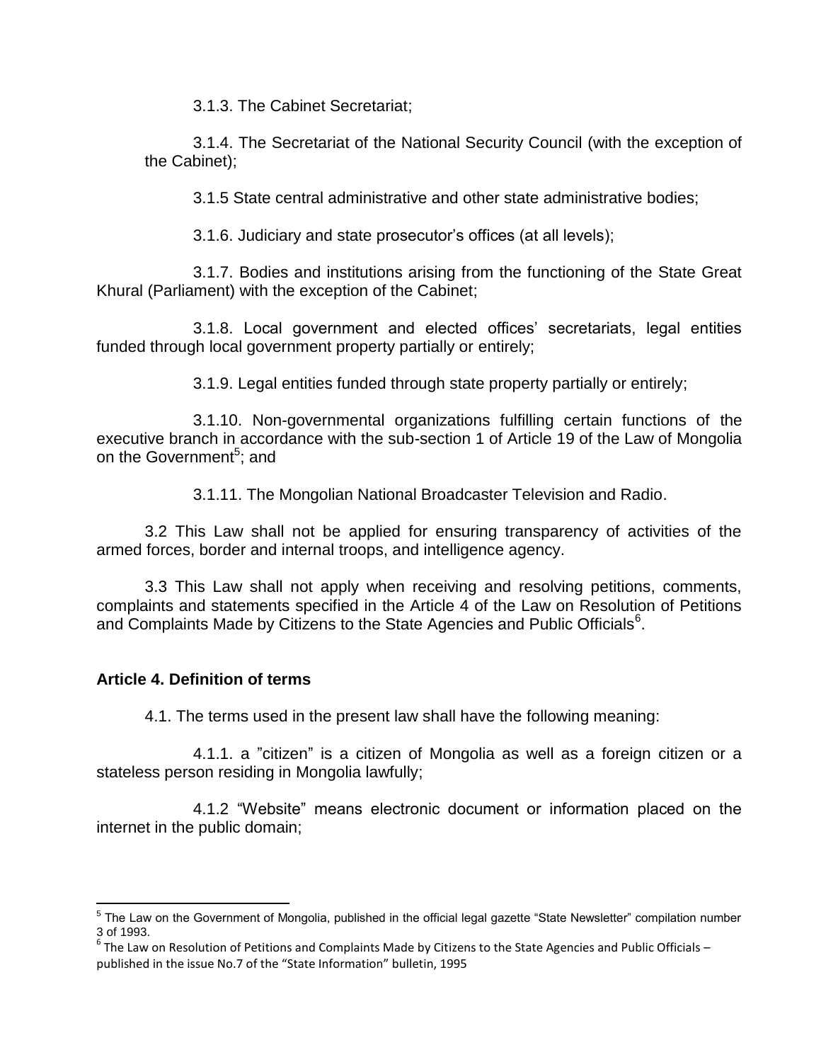3.1.3. The Cabinet Secretariat;

3.1.4. The Secretariat of the National Security Council (with the exception of the Cabinet);

3.1.5 State central administrative and other state administrative bodies;

3.1.6. Judiciary and state prosecutor's offices (at all levels);

3.1.7. Bodies and institutions arising from the functioning of the State Great Khural (Parliament) with the exception of the Cabinet;

3.1.8. Local government and elected offices' secretariats, legal entities funded through local government property partially or entirely;

3.1.9. Legal entities funded through state property partially or entirely;

3.1.10. Non-governmental organizations fulfilling certain functions of the executive branch in accordance with the sub-section 1 of Article 19 of the Law of Mongolia on the Government[5]; and

3.1.11. The Mongolian National Broadcaster Television and Radio.

3.2 This Law shall not be applied for ensuring transparency of activities of the armed forces, border and internal troops, and intelligence agency.

3.3 This Law shall not apply when receiving and resolving petitions, comments, complaints and statements specified in the Article 4 of the Law on Resolution of Petitions and Complaints Made by Citizens to the State Agencies and Public Officials[6].

### Article 4. Definition of terms

4.1. The terms used in the present law shall have the following meaning:

4.1.1. a "citizen" is a citizen of Mongolia as well as a foreign citizen or a stateless person residing in Mongolia lawfully;

4.1.2 "Website" means electronic document or information placed on the internet in the public domain;

---

[5] The Law on the Government of Mongolia, published in the official legal gazette "State Newsletter" compilation number 3 of 1993.

[6] The Law on Resolution of Petitions and Complaints Made by Citizens to the State Agencies and Public Officials – published in the issue No.7 of the "State Information" bulletin, 1995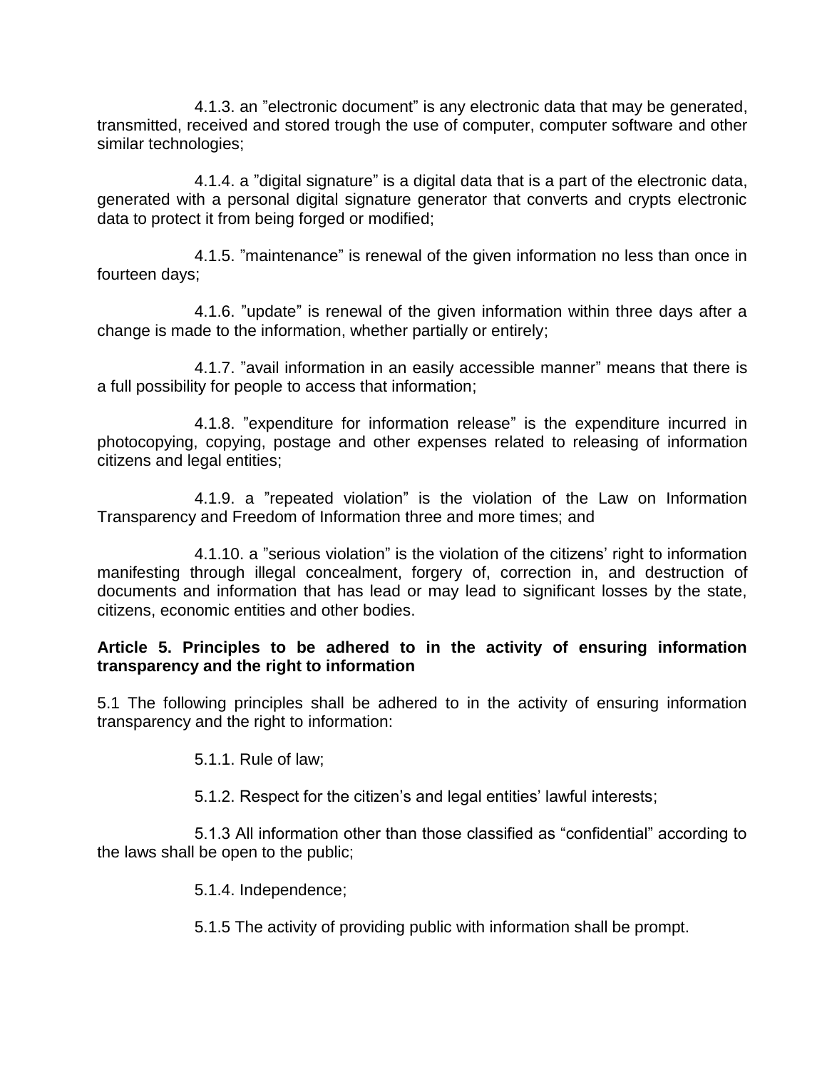4.1.3. an ”electronic document” is any electronic data that may be generated, transmitted, received and stored trough the use of computer, computer software and other similar technologies;

4.1.4. a ”digital signature” is a digital data that is a part of the electronic data, generated with a personal digital signature generator that converts and crypts electronic data to protect it from being forged or modified;

4.1.5. ”maintenance” is renewal of the given information no less than once in fourteen days;

4.1.6. ”update” is renewal of the given information within three days after a change is made to the information, whether partially or entirely;

4.1.7. ”avail information in an easily accessible manner” means that there is a full possibility for people to access that information;

4.1.8. ”expenditure for information release” is the expenditure incurred in photocopying, copying, postage and other expenses related to releasing of information citizens and legal entities;

4.1.9. a ”repeated violation” is the violation of the Law on Information Transparency and Freedom of Information three and more times; and

4.1.10. a ”serious violation” is the violation of the citizens' right to information manifesting through illegal concealment, forgery of, correction in, and destruction of documents and information that has lead or may lead to significant losses by the state, citizens, economic entities and other bodies.

**Article 5. Principles to be adhered to in the activity of ensuring information transparency and the right to information**

5.1 The following principles shall be adhered to in the activity of ensuring information transparency and the right to information:

5.1.1. Rule of law;

5.1.2. Respect for the citizen's and legal entities' lawful interests;

5.1.3 All information other than those classified as “confidential” according to the laws shall be open to the public;

5.1.4. Independence;

5.1.5 The activity of providing public with information shall be prompt.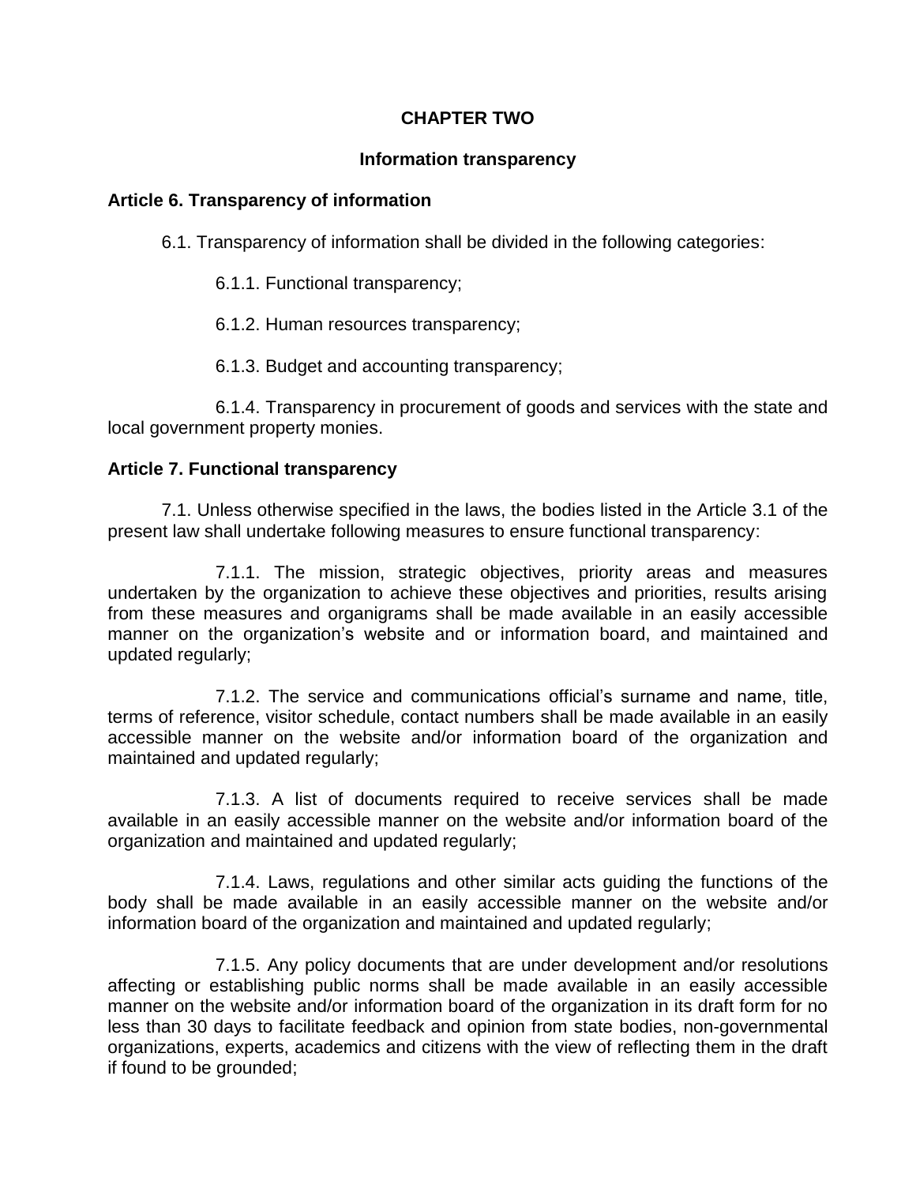## CHAPTER TWO

### Information transparency

**Article 6. Transparency of information**

6.1. Transparency of information shall be divided in the following categories:

6.1.1. Functional transparency;

6.1.2. Human resources transparency;

6.1.3. Budget and accounting transparency;

6.1.4. Transparency in procurement of goods and services with the state and local government property monies.

**Article 7. Functional transparency**

7.1. Unless otherwise specified in the laws, the bodies listed in the Article 3.1 of the present law shall undertake following measures to ensure functional transparency:

7.1.1. The mission, strategic objectives, priority areas and measures undertaken by the organization to achieve these objectives and priorities, results arising from these measures and organigrams shall be made available in an easily accessible manner on the organization's website and or information board, and maintained and updated regularly;

7.1.2. The service and communications official's surname and name, title, terms of reference, visitor schedule, contact numbers shall be made available in an easily accessible manner on the website and/or information board of the organization and maintained and updated regularly;

7.1.3. A list of documents required to receive services shall be made available in an easily accessible manner on the website and/or information board of the organization and maintained and updated regularly;

7.1.4. Laws, regulations and other similar acts guiding the functions of the body shall be made available in an easily accessible manner on the website and/or information board of the organization and maintained and updated regularly;

7.1.5. Any policy documents that are under development and/or resolutions affecting or establishing public norms shall be made available in an easily accessible manner on the website and/or information board of the organization in its draft form for no less than 30 days to facilitate feedback and opinion from state bodies, non-governmental organizations, experts, academics and citizens with the view of reflecting them in the draft if found to be grounded;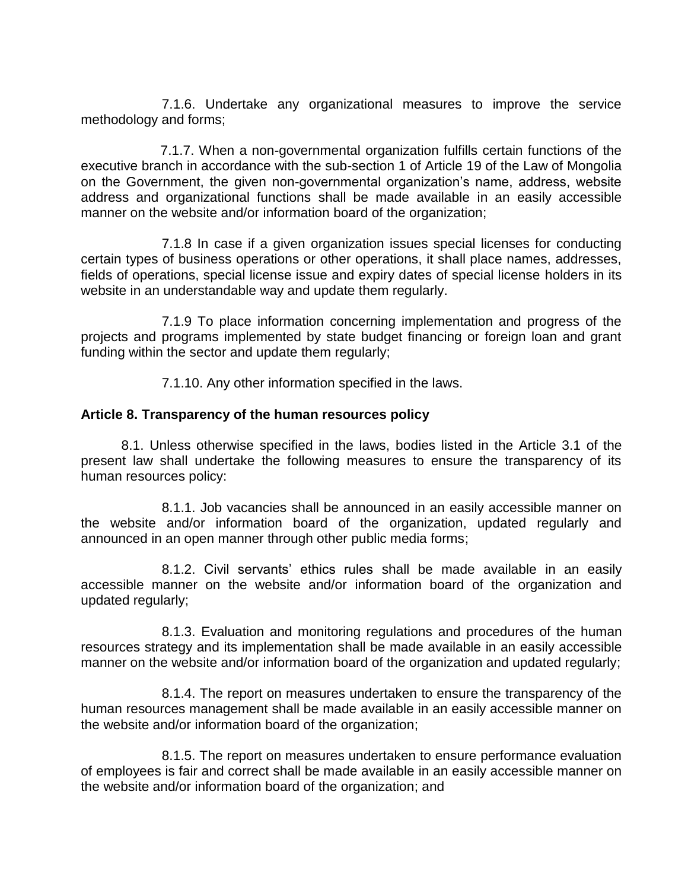7.1.6. Undertake any organizational measures to improve the service methodology and forms;

7.1.7. When a non-governmental organization fulfills certain functions of the executive branch in accordance with the sub-section 1 of Article 19 of the Law of Mongolia on the Government, the given non-governmental organization's name, address, website address and organizational functions shall be made available in an easily accessible manner on the website and/or information board of the organization;

7.1.8 In case if a given organization issues special licenses for conducting certain types of business operations or other operations, it shall place names, addresses, fields of operations, special license issue and expiry dates of special license holders in its website in an understandable way and update them regularly.

7.1.9 To place information concerning implementation and progress of the projects and programs implemented by state budget financing or foreign loan and grant funding within the sector and update them regularly;

7.1.10. Any other information specified in the laws.

**Article 8. Transparency of the human resources policy**

8.1. Unless otherwise specified in the laws, bodies listed in the Article 3.1 of the present law shall undertake the following measures to ensure the transparency of its human resources policy:

8.1.1. Job vacancies shall be announced in an easily accessible manner on the website and/or information board of the organization, updated regularly and announced in an open manner through other public media forms;

8.1.2. Civil servants' ethics rules shall be made available in an easily accessible manner on the website and/or information board of the organization and updated regularly;

8.1.3. Evaluation and monitoring regulations and procedures of the human resources strategy and its implementation shall be made available in an easily accessible manner on the website and/or information board of the organization and updated regularly;

8.1.4. The report on measures undertaken to ensure the transparency of the human resources management shall be made available in an easily accessible manner on the website and/or information board of the organization;

8.1.5. The report on measures undertaken to ensure performance evaluation of employees is fair and correct shall be made available in an easily accessible manner on the website and/or information board of the organization; and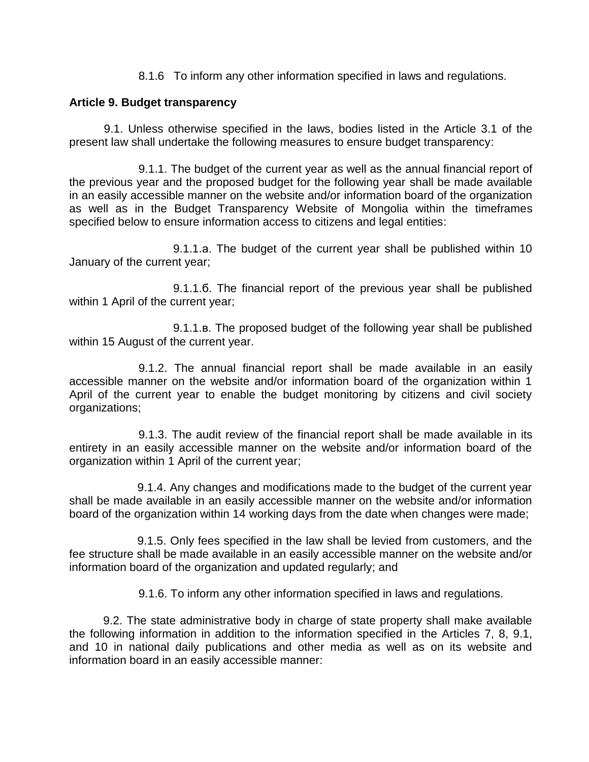8.1.6 To inform any other information specified in laws and regulations.

**Article 9. Budget transparency**

9.1. Unless otherwise specified in the laws, bodies listed in the Article 3.1 of the present law shall undertake the following measures to ensure budget transparency:

9.1.1. The budget of the current year as well as the annual financial report of the previous year and the proposed budget for the following year shall be made available in an easily accessible manner on the website and/or information board of the organization as well as in the Budget Transparency Website of Mongolia within the timeframes specified below to ensure information access to citizens and legal entities:

9.1.1.a. The budget of the current year shall be published within 10 January of the current year;

9.1.1.б. The financial report of the previous year shall be published within 1 April of the current year;

9.1.1.в. The proposed budget of the following year shall be published within 15 August of the current year.

9.1.2. The annual financial report shall be made available in an easily accessible manner on the website and/or information board of the organization within 1 April of the current year to enable the budget monitoring by citizens and civil society organizations;

9.1.3. The audit review of the financial report shall be made available in its entirety in an easily accessible manner on the website and/or information board of the organization within 1 April of the current year;

9.1.4. Any changes and modifications made to the budget of the current year shall be made available in an easily accessible manner on the website and/or information board of the organization within 14 working days from the date when changes were made;

9.1.5. Only fees specified in the law shall be levied from customers, and the fee structure shall be made available in an easily accessible manner on the website and/or information board of the organization and updated regularly; and

9.1.6. To inform any other information specified in laws and regulations.

9.2. The state administrative body in charge of state property shall make available the following information in addition to the information specified in the Articles 7, 8, 9.1, and 10 in national daily publications and other media as well as on its website and information board in an easily accessible manner: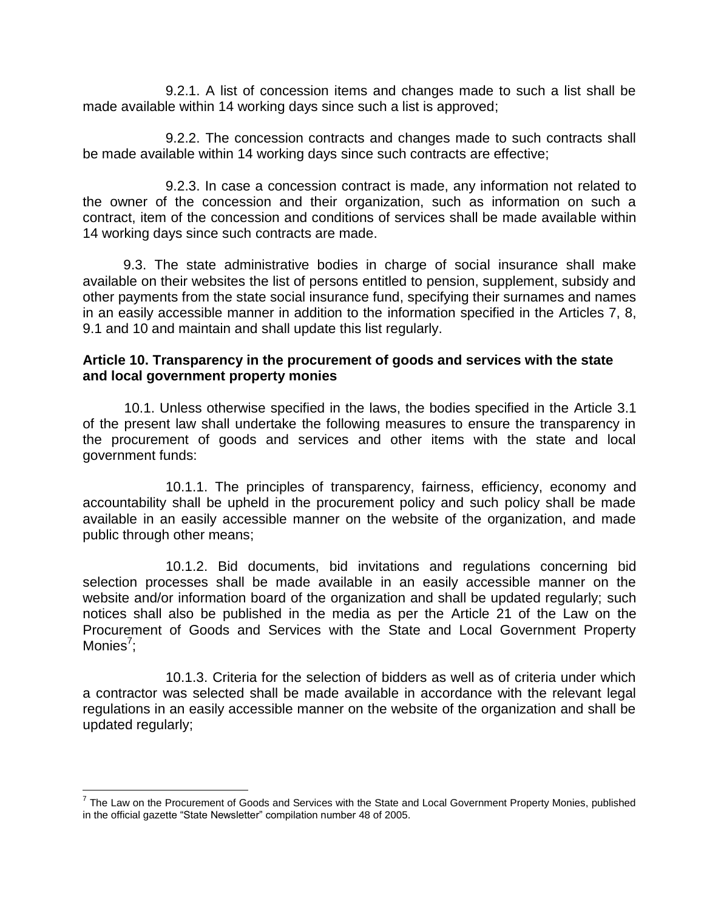9.2.1. A list of concession items and changes made to such a list shall be made available within 14 working days since such a list is approved;

9.2.2. The concession contracts and changes made to such contracts shall be made available within 14 working days since such contracts are effective;

9.2.3. In case a concession contract is made, any information not related to the owner of the concession and their organization, such as information on such a contract, item of the concession and conditions of services shall be made available within 14 working days since such contracts are made.

9.3. The state administrative bodies in charge of social insurance shall make available on their websites the list of persons entitled to pension, supplement, subsidy and other payments from the state social insurance fund, specifying their surnames and names in an easily accessible manner in addition to the information specified in the Articles 7, 8, 9.1 and 10 and maintain and shall update this list regularly.

**Article 10. Transparency in the procurement of goods and services with the state and local government property monies**

10.1. Unless otherwise specified in the laws, the bodies specified in the Article 3.1 of the present law shall undertake the following measures to ensure the transparency in the procurement of goods and services and other items with the state and local government funds:

10.1.1. The principles of transparency, fairness, efficiency, economy and accountability shall be upheld in the procurement policy and such policy shall be made available in an easily accessible manner on the website of the organization, and made public through other means;

10.1.2. Bid documents, bid invitations and regulations concerning bid selection processes shall be made available in an easily accessible manner on the website and/or information board of the organization and shall be updated regularly; such notices shall also be published in the media as per the Article 21 of the Law on the Procurement of Goods and Services with the State and Local Government Property Monies[7];

10.1.3. Criteria for the selection of bidders as well as of criteria under which a contractor was selected shall be made available in accordance with the relevant legal regulations in an easily accessible manner on the website of the organization and shall be updated regularly;

---

[7] The Law on the Procurement of Goods and Services with the State and Local Government Property Monies, published in the official gazette "State Newsletter" compilation number 48 of 2005.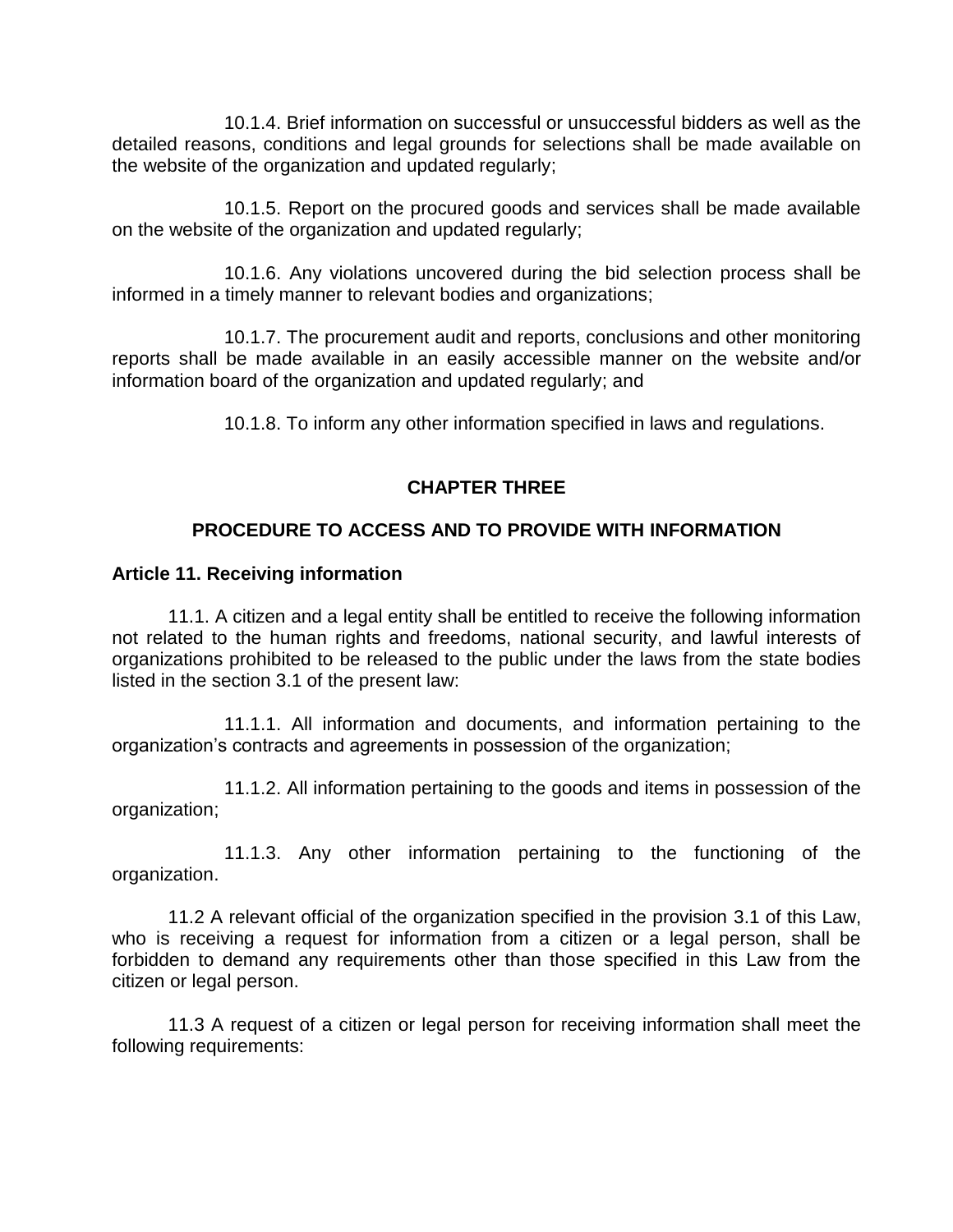10.1.4. Brief information on successful or unsuccessful bidders as well as the detailed reasons, conditions and legal grounds for selections shall be made available on the website of the organization and updated regularly;

10.1.5. Report on the procured goods and services shall be made available on the website of the organization and updated regularly;

10.1.6. Any violations uncovered during the bid selection process shall be informed in a timely manner to relevant bodies and organizations;

10.1.7. The procurement audit and reports, conclusions and other monitoring reports shall be made available in an easily accessible manner on the website and/or information board of the organization and updated regularly; and

10.1.8. To inform any other information specified in laws and regulations.

## CHAPTER THREE

## PROCEDURE TO ACCESS AND TO PROVIDE WITH INFORMATION

### Article 11. Receiving information

11.1. A citizen and a legal entity shall be entitled to receive the following information not related to the human rights and freedoms, national security, and lawful interests of organizations prohibited to be released to the public under the laws from the state bodies listed in the section 3.1 of the present law:

11.1.1. All information and documents, and information pertaining to the organization's contracts and agreements in possession of the organization;

11.1.2. All information pertaining to the goods and items in possession of the organization;

11.1.3. Any other information pertaining to the functioning of the organization.

11.2 A relevant official of the organization specified in the provision 3.1 of this Law, who is receiving a request for information from a citizen or a legal person, shall be forbidden to demand any requirements other than those specified in this Law from the citizen or legal person.

11.3 A request of a citizen or legal person for receiving information shall meet the following requirements: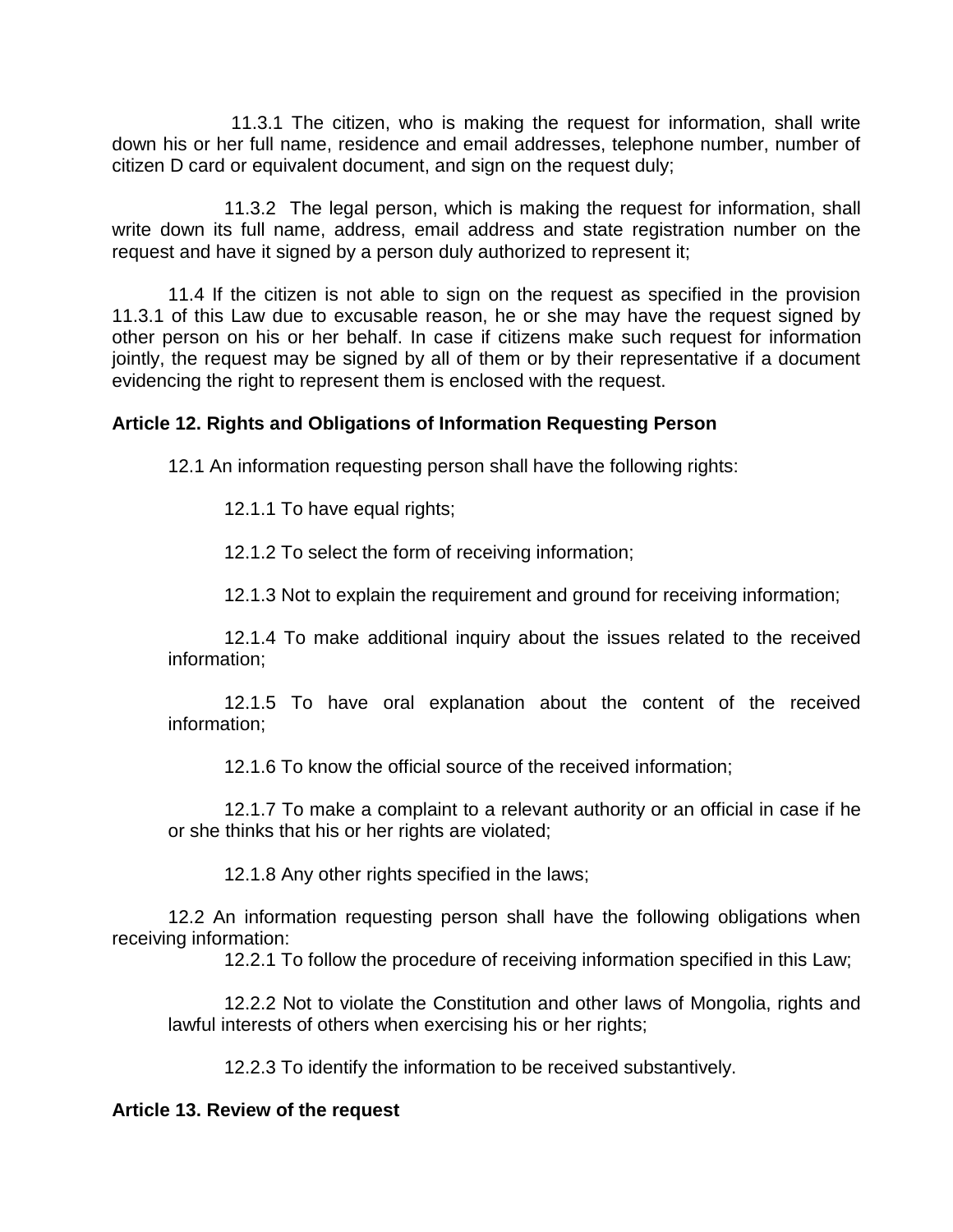11.3.1 The citizen, who is making the request for information, shall write down his or her full name, residence and email addresses, telephone number, number of citizen D card or equivalent document, and sign on the request duly;

11.3.2 The legal person, which is making the request for information, shall write down its full name, address, email address and state registration number on the request and have it signed by a person duly authorized to represent it;

11.4 If the citizen is not able to sign on the request as specified in the provision 11.3.1 of this Law due to excusable reason, he or she may have the request signed by other person on his or her behalf. In case if citizens make such request for information jointly, the request may be signed by all of them or by their representative if a document evidencing the right to represent them is enclosed with the request.

**Article 12. Rights and Obligations of Information Requesting Person**

12.1 An information requesting person shall have the following rights:

12.1.1 To have equal rights;

12.1.2 To select the form of receiving information;

12.1.3 Not to explain the requirement and ground for receiving information;

12.1.4 To make additional inquiry about the issues related to the received information;

12.1.5 To have oral explanation about the content of the received information;

12.1.6 To know the official source of the received information;

12.1.7 To make a complaint to a relevant authority or an official in case if he or she thinks that his or her rights are violated;

12.1.8 Any other rights specified in the laws;

12.2 An information requesting person shall have the following obligations when receiving information:

12.2.1 To follow the procedure of receiving information specified in this Law;

12.2.2 Not to violate the Constitution and other laws of Mongolia, rights and lawful interests of others when exercising his or her rights;

12.2.3 To identify the information to be received substantively.

**Article 13. Review of the request**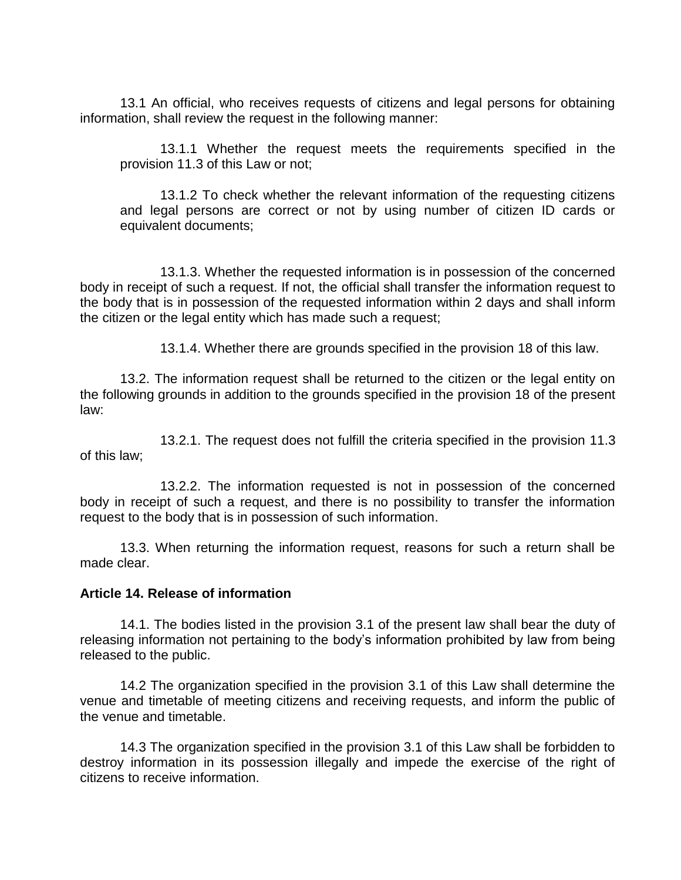13.1 An official, who receives requests of citizens and legal persons for obtaining information, shall review the request in the following manner:

13.1.1 Whether the request meets the requirements specified in the provision 11.3 of this Law or not;

13.1.2 To check whether the relevant information of the requesting citizens and legal persons are correct or not by using number of citizen ID cards or equivalent documents;

13.1.3. Whether the requested information is in possession of the concerned body in receipt of such a request. If not, the official shall transfer the information request to the body that is in possession of the requested information within 2 days and shall inform the citizen or the legal entity which has made such a request;

13.1.4. Whether there are grounds specified in the provision 18 of this law.

13.2. The information request shall be returned to the citizen or the legal entity on the following grounds in addition to the grounds specified in the provision 18 of the present law:

13.2.1. The request does not fulfill the criteria specified in the provision 11.3 of this law;

13.2.2. The information requested is not in possession of the concerned body in receipt of such a request, and there is no possibility to transfer the information request to the body that is in possession of such information.

13.3. When returning the information request, reasons for such a return shall be made clear.

**Article 14. Release of information**

14.1. The bodies listed in the provision 3.1 of the present law shall bear the duty of releasing information not pertaining to the body's information prohibited by law from being released to the public.

14.2 The organization specified in the provision 3.1 of this Law shall determine the venue and timetable of meeting citizens and receiving requests, and inform the public of the venue and timetable.

14.3 The organization specified in the provision 3.1 of this Law shall be forbidden to destroy information in its possession illegally and impede the exercise of the right of citizens to receive information.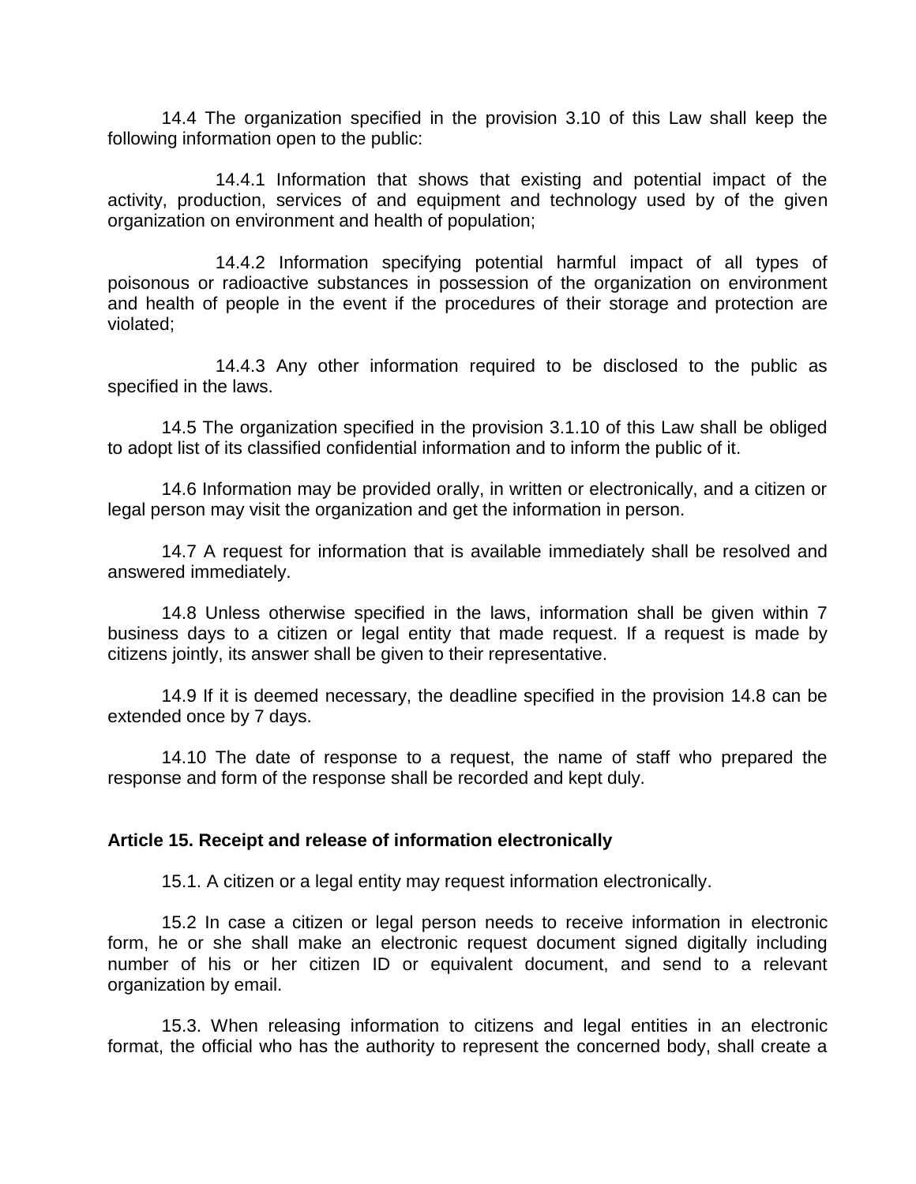14.4 The organization specified in the provision 3.10 of this Law shall keep the following information open to the public:

14.4.1 Information that shows that existing and potential impact of the activity, production, services of and equipment and technology used by of the given organization on environment and health of population;

14.4.2 Information specifying potential harmful impact of all types of poisonous or radioactive substances in possession of the organization on environment and health of people in the event if the procedures of their storage and protection are violated;

14.4.3 Any other information required to be disclosed to the public as specified in the laws.

14.5 The organization specified in the provision 3.1.10 of this Law shall be obliged to adopt list of its classified confidential information and to inform the public of it.

14.6 Information may be provided orally, in written or electronically, and a citizen or legal person may visit the organization and get the information in person.

14.7 A request for information that is available immediately shall be resolved and answered immediately.

14.8 Unless otherwise specified in the laws, information shall be given within 7 business days to a citizen or legal entity that made request. If a request is made by citizens jointly, its answer shall be given to their representative.

14.9 If it is deemed necessary, the deadline specified in the provision 14.8 can be extended once by 7 days.

14.10 The date of response to a request, the name of staff who prepared the response and form of the response shall be recorded and kept duly.

**Article 15. Receipt and release of information electronically**

15.1. A citizen or a legal entity may request information electronically.

15.2 In case a citizen or legal person needs to receive information in electronic form, he or she shall make an electronic request document signed digitally including number of his or her citizen ID or equivalent document, and send to a relevant organization by email.

15.3. When releasing information to citizens and legal entities in an electronic format, the official who has the authority to represent the concerned body, shall create a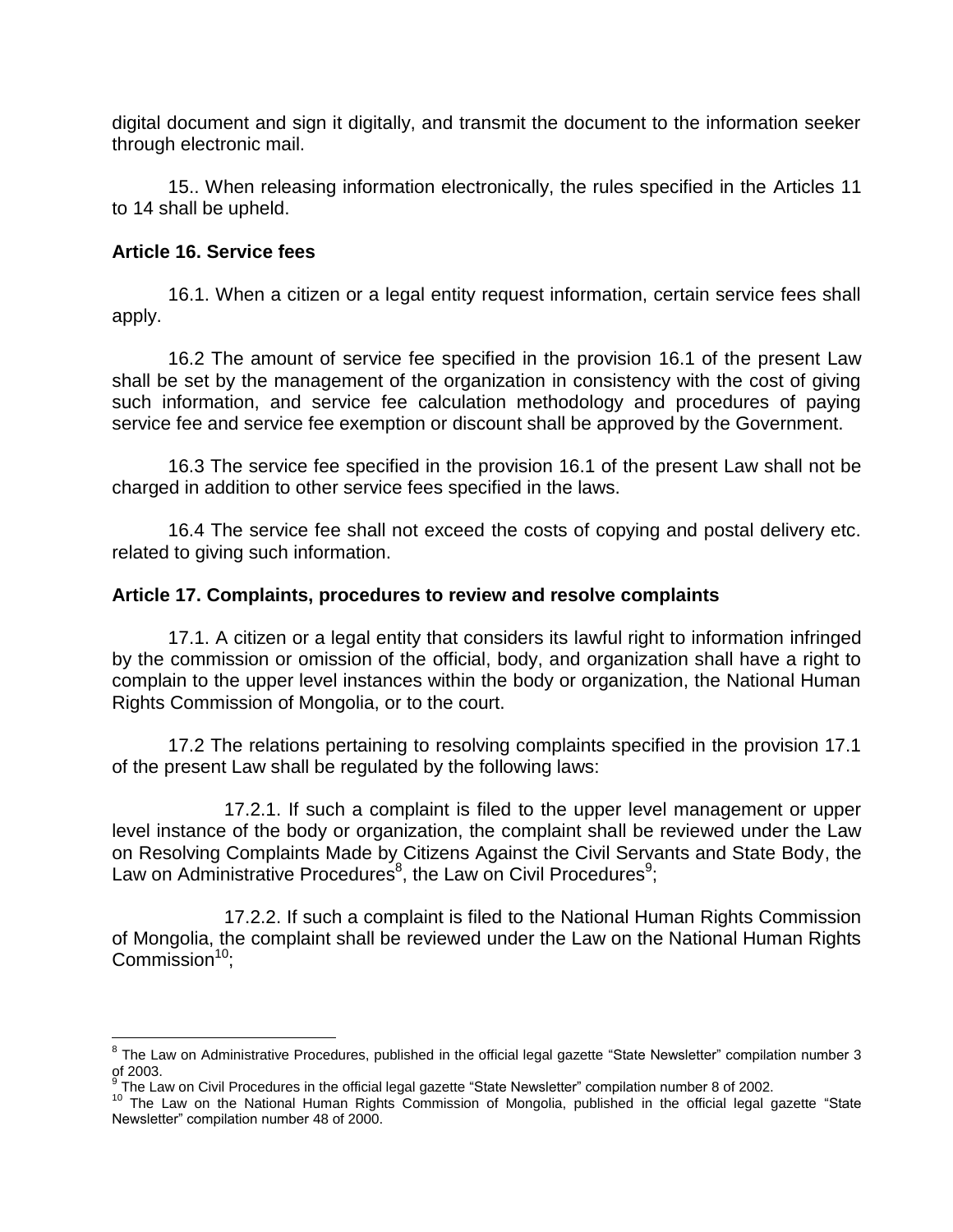digital document and sign it digitally, and transmit the document to the information seeker through electronic mail.

15.. When releasing information electronically, the rules specified in the Articles 11 to 14 shall be upheld.

**Article 16. Service fees**

16.1. When a citizen or a legal entity request information, certain service fees shall apply.

16.2 The amount of service fee specified in the provision 16.1 of the present Law shall be set by the management of the organization in consistency with the cost of giving such information, and service fee calculation methodology and procedures of paying service fee and service fee exemption or discount shall be approved by the Government.

16.3 The service fee specified in the provision 16.1 of the present Law shall not be charged in addition to other service fees specified in the laws.

16.4 The service fee shall not exceed the costs of copying and postal delivery etc. related to giving such information.

**Article 17. Complaints, procedures to review and resolve complaints**

17.1. A citizen or a legal entity that considers its lawful right to information infringed by the commission or omission of the official, body, and organization shall have a right to complain to the upper level instances within the body or organization, the National Human Rights Commission of Mongolia, or to the court.

17.2 The relations pertaining to resolving complaints specified in the provision 17.1 of the present Law shall be regulated by the following laws:

17.2.1. If such a complaint is filed to the upper level management or upper level instance of the body or organization, the complaint shall be reviewed under the Law on Resolving Complaints Made by Citizens Against the Civil Servants and State Body, the Law on Administrative Procedures[8], the Law on Civil Procedures[9];

17.2.2. If such a complaint is filed to the National Human Rights Commission of Mongolia, the complaint shall be reviewed under the Law on the National Human Rights Commission[10];

---

[8] The Law on Administrative Procedures, published in the official legal gazette "State Newsletter" compilation number 3 of 2003.

[9] The Law on Civil Procedures in the official legal gazette "State Newsletter" compilation number 8 of 2002.

[10] The Law on the National Human Rights Commission of Mongolia, published in the official legal gazette "State Newsletter" compilation number 48 of 2000.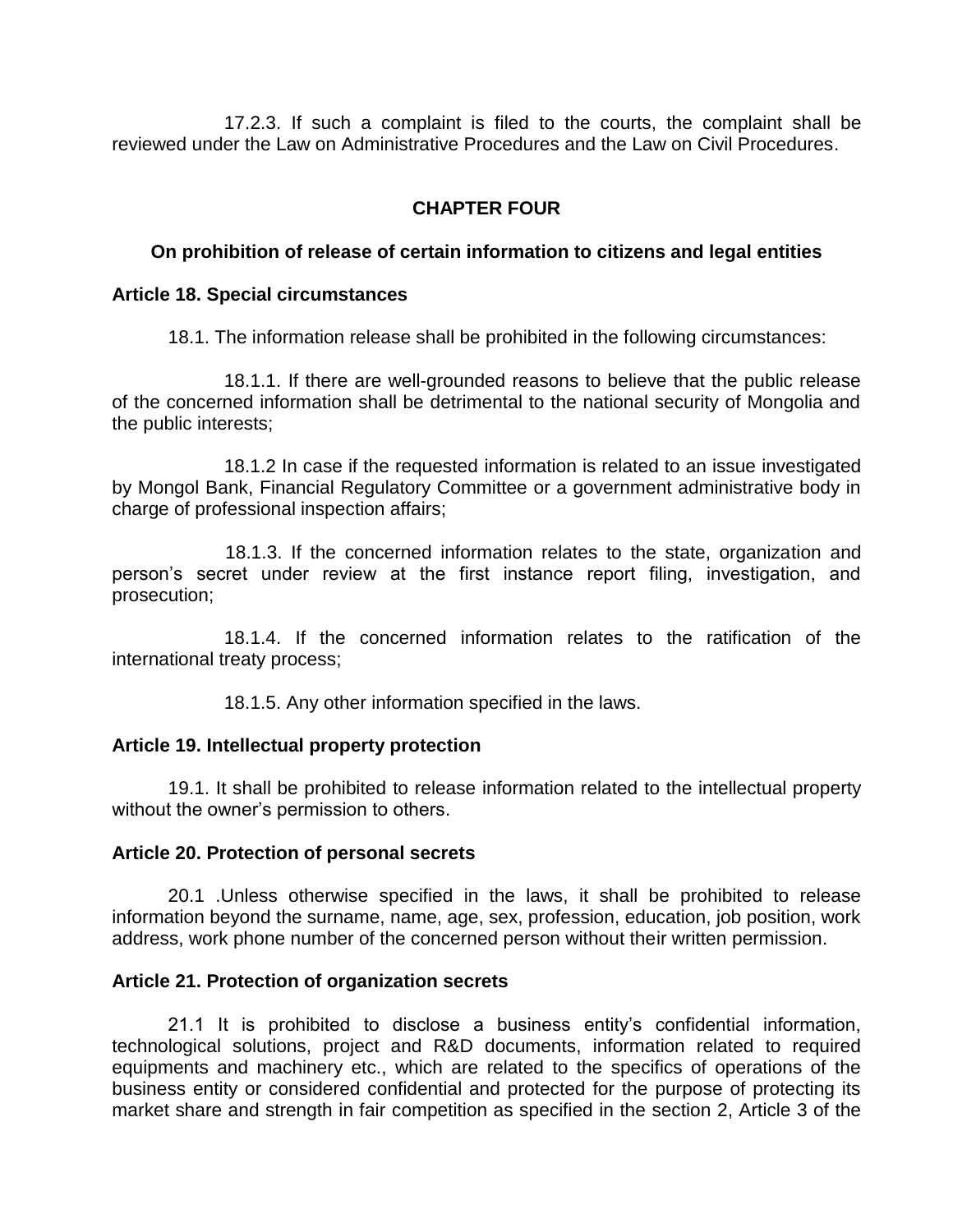17.2.3. If such a complaint is filed to the courts, the complaint shall be reviewed under the Law on Administrative Procedures and the Law on Civil Procedures.

## CHAPTER FOUR

### On prohibition of release of certain information to citizens and legal entities

**Article 18. Special circumstances**

18.1. The information release shall be prohibited in the following circumstances:

18.1.1. If there are well-grounded reasons to believe that the public release of the concerned information shall be detrimental to the national security of Mongolia and the public interests;

18.1.2 In case if the requested information is related to an issue investigated by Mongol Bank, Financial Regulatory Committee or a government administrative body in charge of professional inspection affairs;

18.1.3. If the concerned information relates to the state, organization and person's secret under review at the first instance report filing, investigation, and prosecution;

18.1.4. If the concerned information relates to the ratification of the international treaty process;

18.1.5. Any other information specified in the laws.

**Article 19. Intellectual property protection**

19.1. It shall be prohibited to release information related to the intellectual property without the owner's permission to others.

**Article 20. Protection of personal secrets**

20.1 .Unless otherwise specified in the laws, it shall be prohibited to release information beyond the surname, name, age, sex, profession, education, job position, work address, work phone number of the concerned person without their written permission.

**Article 21. Protection of organization secrets**

21.1 It is prohibited to disclose a business entity's confidential information, technological solutions, project and R&D documents, information related to required equipments and machinery etc., which are related to the specifics of operations of the business entity or considered confidential and protected for the purpose of protecting its market share and strength in fair competition as specified in the section 2, Article 3 of the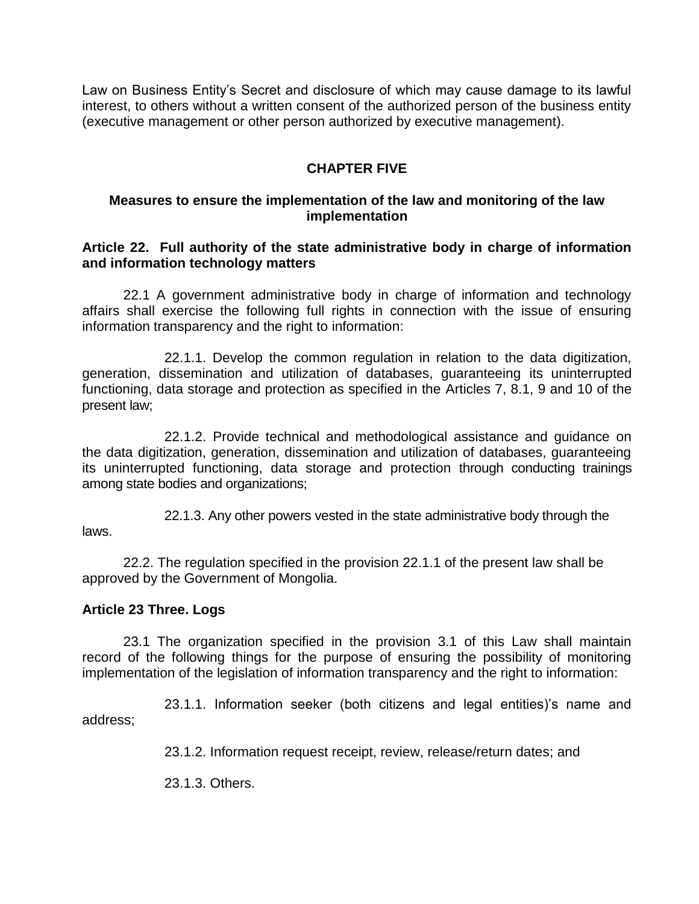Law on Business Entity's Secret and disclosure of which may cause damage to its lawful interest, to others without a written consent of the authorized person of the business entity (executive management or other person authorized by executive management).

## CHAPTER FIVE

### Measures to ensure the implementation of the law and monitoring of the law implementation

**Article 22. Full authority of the state administrative body in charge of information and information technology matters**

22.1 A government administrative body in charge of information and technology affairs shall exercise the following full rights in connection with the issue of ensuring information transparency and the right to information:

22.1.1. Develop the common regulation in relation to the data digitization, generation, dissemination and utilization of databases, guaranteeing its uninterrupted functioning, data storage and protection as specified in the Articles 7, 8.1, 9 and 10 of the present law;

22.1.2. Provide technical and methodological assistance and guidance on the data digitization, generation, dissemination and utilization of databases, guaranteeing its uninterrupted functioning, data storage and protection through conducting trainings among state bodies and organizations;

22.1.3. Any other powers vested in the state administrative body through the laws.

22.2. The regulation specified in the provision 22.1.1 of the present law shall be approved by the Government of Mongolia.

**Article 23 Three. Logs**

23.1 The organization specified in the provision 3.1 of this Law shall maintain record of the following things for the purpose of ensuring the possibility of monitoring implementation of the legislation of information transparency and the right to information:

23.1.1. Information seeker (both citizens and legal entities)'s name and address;

23.1.2. Information request receipt, review, release/return dates; and

23.1.3. Others.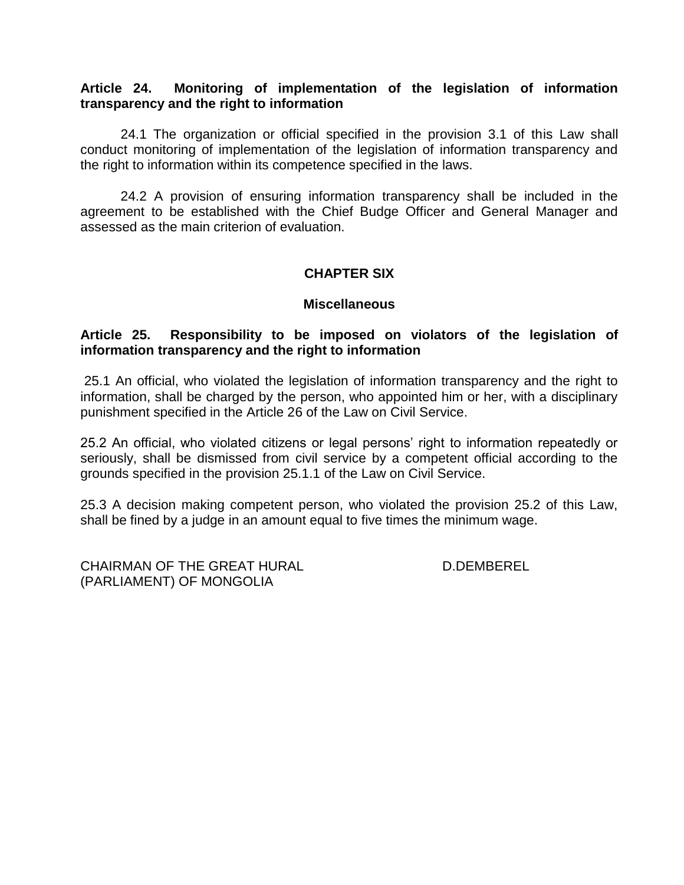**Article 24. Monitoring of implementation of the legislation of information transparency and the right to information**

24.1 The organization or official specified in the provision 3.1 of this Law shall conduct monitoring of implementation of the legislation of information transparency and the right to information within its competence specified in the laws.

24.2 A provision of ensuring information transparency shall be included in the agreement to be established with the Chief Budge Officer and General Manager and assessed as the main criterion of evaluation.

## CHAPTER SIX

### Miscellaneous

**Article 25. Responsibility to be imposed on violators of the legislation of information transparency and the right to information**

25.1 An official, who violated the legislation of information transparency and the right to information, shall be charged by the person, who appointed him or her, with a disciplinary punishment specified in the Article 26 of the Law on Civil Service.

25.2 An official, who violated citizens or legal persons' right to information repeatedly or seriously, shall be dismissed from civil service by a competent official according to the grounds specified in the provision 25.1.1 of the Law on Civil Service.

25.3 A decision making competent person, who violated the provision 25.2 of this Law, shall be fined by a judge in an amount equal to five times the minimum wage.

CHAIRMAN OF THE GREAT HURAL (PARLIAMENT) OF MONGOLIA D.DEMBEREL